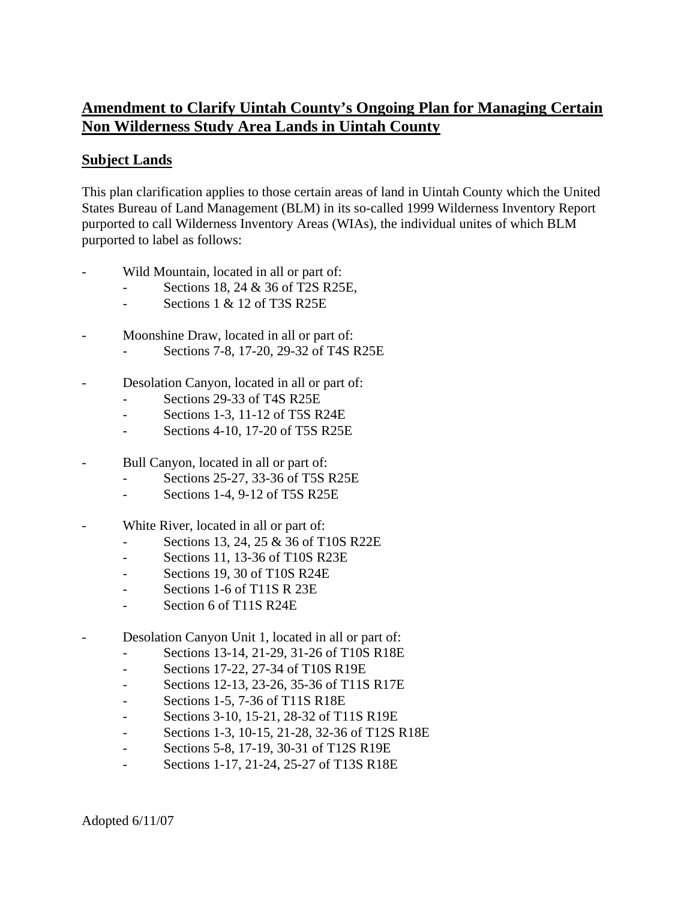# Amendment to Clarify Uintah County's Ongoing Plan for Managing Certain Non Wilderness Study Area Lands in Uintah County

## Subject Lands

This plan clarification applies to those certain areas of land in Uintah County which the United States Bureau of Land Management (BLM) in its so-called 1999 Wilderness Inventory Report purported to call Wilderness Inventory Areas (WIAs), the individual unites of which BLM purported to label as follows:

- Wild Mountain, located in all or part of:
  - Sections 18, 24 & 36 of T2S R25E,
  - Sections 1 & 12 of T3S R25E

- Moonshine Draw, located in all or part of:
  - Sections 7-8, 17-20, 29-32 of T4S R25E

- Desolation Canyon, located in all or part of:
  - Sections 29-33 of T4S R25E
  - Sections 1-3, 11-12 of T5S R24E
  - Sections 4-10, 17-20 of T5S R25E

- Bull Canyon, located in all or part of:
  - Sections 25-27, 33-36 of T5S R25E
  - Sections 1-4, 9-12 of T5S R25E

- White River, located in all or part of:
  - Sections 13, 24, 25 & 36 of T10S R22E
  - Sections 11, 13-36 of T10S R23E
  - Sections 19, 30 of T10S R24E
  - Sections 1-6 of T11S R 23E
  - Section 6 of T11S R24E

- Desolation Canyon Unit 1, located in all or part of:
  - Sections 13-14, 21-29, 31-26 of T10S R18E
  - Sections 17-22, 27-34 of T10S R19E
  - Sections 12-13, 23-26, 35-36 of T11S R17E
  - Sections 1-5, 7-36 of T11S R18E
  - Sections 3-10, 15-21, 28-32 of T11S R19E
  - Sections 1-3, 10-15, 21-28, 32-36 of T12S R18E
  - Sections 5-8, 17-19, 30-31 of T12S R19E
  - Sections 1-17, 21-24, 25-27 of T13S R18E

Adopted 6/11/07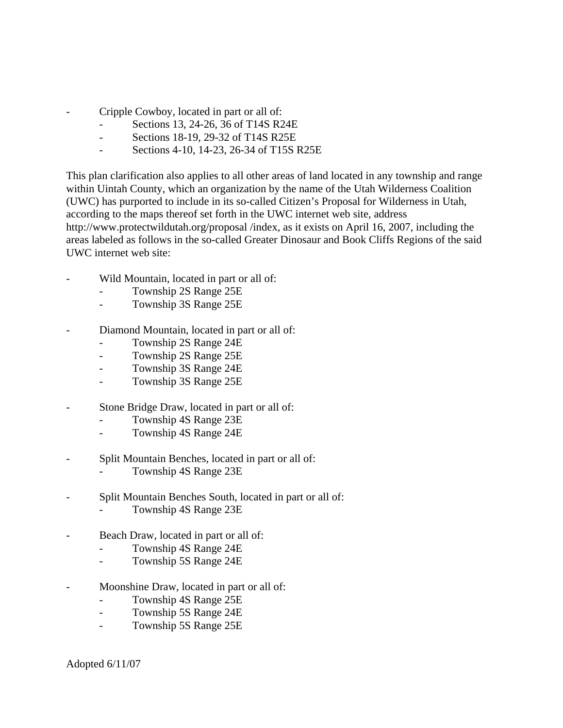- Cripple Cowboy, located in part or all of:
  - Sections 13, 24-26, 36 of T14S R24E
  - Sections 18-19, 29-32 of T14S R25E
  - Sections 4-10, 14-23, 26-34 of T15S R25E

This plan clarification also applies to all other areas of land located in any township and range within Uintah County, which an organization by the name of the Utah Wilderness Coalition (UWC) has purported to include in its so-called Citizen's Proposal for Wilderness in Utah, according to the maps thereof set forth in the UWC internet web site, address http://www.protectwildutah.org/proposal /index, as it exists on April 16, 2007, including the areas labeled as follows in the so-called Greater Dinosaur and Book Cliffs Regions of the said UWC internet web site:

- Wild Mountain, located in part or all of:
  - Township 2S Range 25E
  - Township 3S Range 25E

- Diamond Mountain, located in part or all of:
  - Township 2S Range 24E
  - Township 2S Range 25E
  - Township 3S Range 24E
  - Township 3S Range 25E

- Stone Bridge Draw, located in part or all of:
  - Township 4S Range 23E
  - Township 4S Range 24E

- Split Mountain Benches, located in part or all of:
  - Township 4S Range 23E

- Split Mountain Benches South, located in part or all of:
  - Township 4S Range 23E

- Beach Draw, located in part or all of:
  - Township 4S Range 24E
  - Township 5S Range 24E

- Moonshine Draw, located in part or all of:
  - Township 4S Range 25E
  - Township 5S Range 24E
  - Township 5S Range 25E

Adopted 6/11/07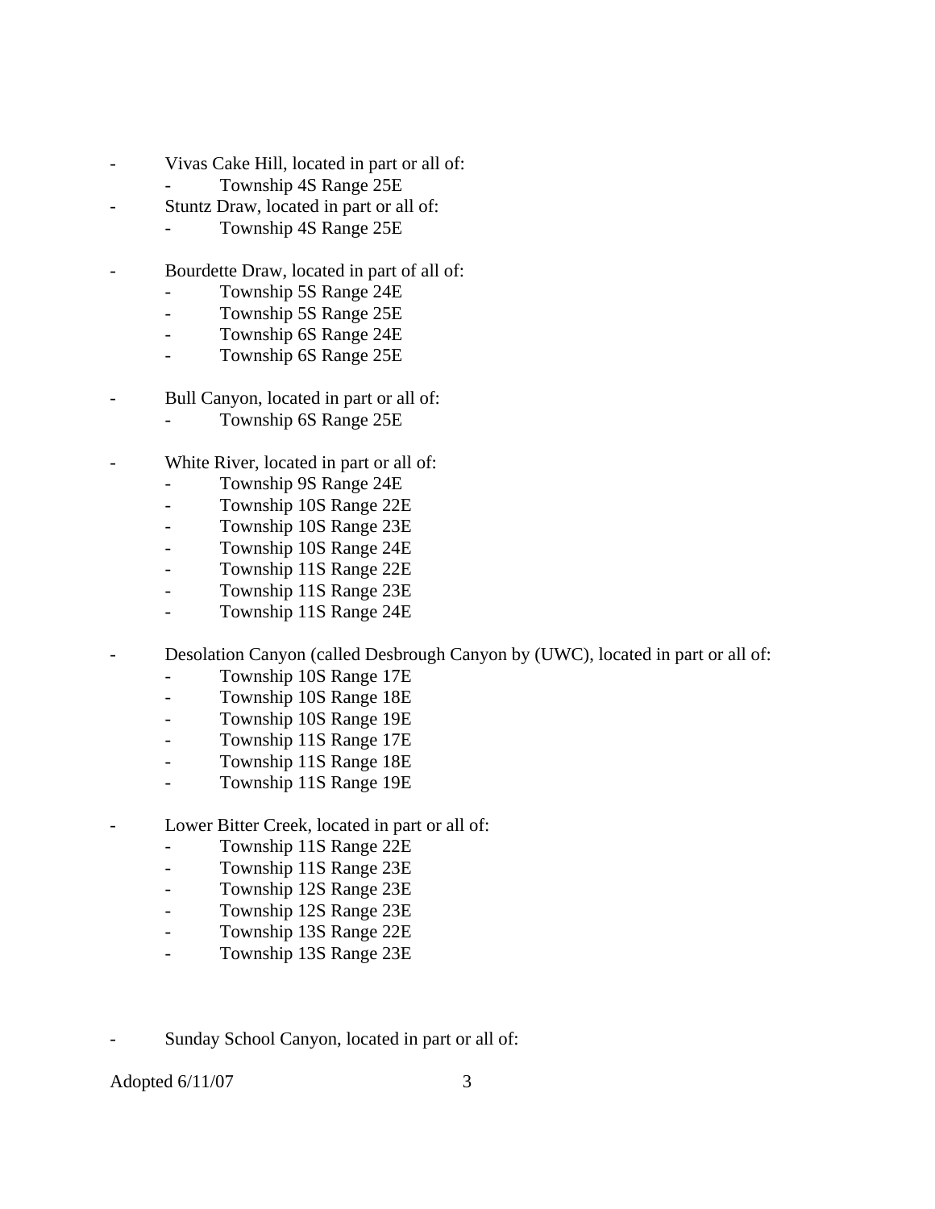- Vivas Cake Hill, located in part or all of:
  - Township 4S Range 25E
- Stuntz Draw, located in part or all of:
  - Township 4S Range 25E

- Bourdette Draw, located in part of all of:
  - Township 5S Range 24E
  - Township 5S Range 25E
  - Township 6S Range 24E
  - Township 6S Range 25E

- Bull Canyon, located in part or all of:
  - Township 6S Range 25E

- White River, located in part or all of:
  - Township 9S Range 24E
  - Township 10S Range 22E
  - Township 10S Range 23E
  - Township 10S Range 24E
  - Township 11S Range 22E
  - Township 11S Range 23E
  - Township 11S Range 24E

- Desolation Canyon (called Desbrough Canyon by (UWC), located in part or all of:
  - Township 10S Range 17E
  - Township 10S Range 18E
  - Township 10S Range 19E
  - Township 11S Range 17E
  - Township 11S Range 18E
  - Township 11S Range 19E

- Lower Bitter Creek, located in part or all of:
  - Township 11S Range 22E
  - Township 11S Range 23E
  - Township 12S Range 23E
  - Township 12S Range 23E
  - Township 13S Range 22E
  - Township 13S Range 23E

- Sunday School Canyon, located in part or all of:

Adopted 6/11/07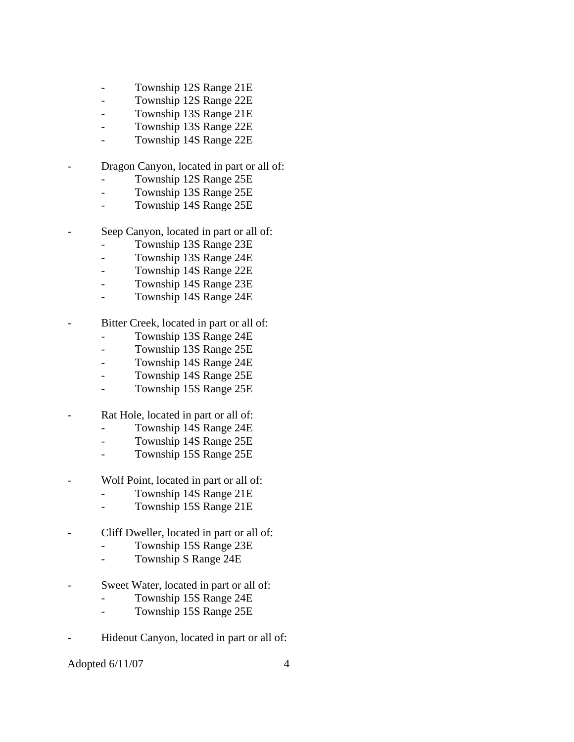- Township 12S Range 21E
    - Township 12S Range 22E
    - Township 13S Range 21E
    - Township 13S Range 22E
    - Township 14S Range 22E

- Dragon Canyon, located in part or all of:
    - Township 12S Range 25E
    - Township 13S Range 25E
    - Township 14S Range 25E

- Seep Canyon, located in part or all of:
    - Township 13S Range 23E
    - Township 13S Range 24E
    - Township 14S Range 22E
    - Township 14S Range 23E
    - Township 14S Range 24E

- Bitter Creek, located in part or all of:
    - Township 13S Range 24E
    - Township 13S Range 25E
    - Township 14S Range 24E
    - Township 14S Range 25E
    - Township 15S Range 25E

- Rat Hole, located in part or all of:
    - Township 14S Range 24E
    - Township 14S Range 25E
    - Township 15S Range 25E

- Wolf Point, located in part or all of:
    - Township 14S Range 21E
    - Township 15S Range 21E

- Cliff Dweller, located in part or all of:
    - Township 15S Range 23E
    - Township S Range 24E

- Sweet Water, located in part or all of:
    - Township 15S Range 24E
    - Township 15S Range 25E

- Hideout Canyon, located in part or all of:

Adopted 6/11/07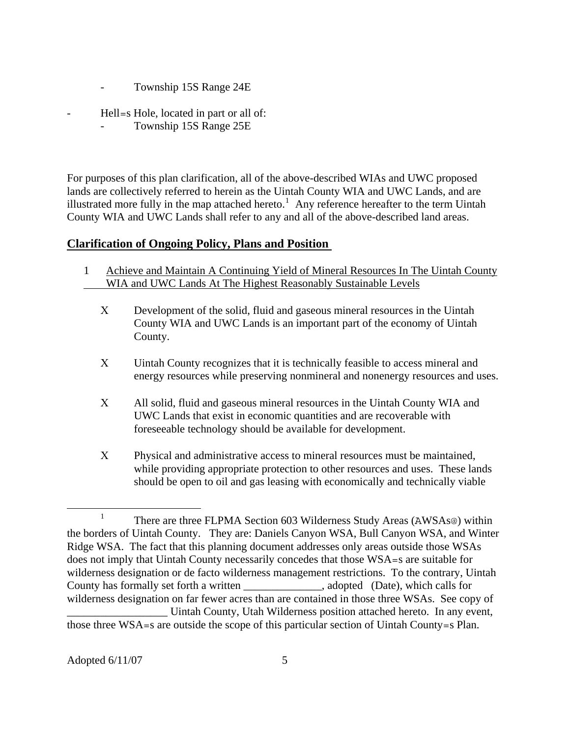- Township 15S Range 24E

- Hell=s Hole, located in part or all of:
  - Township 15S Range 25E

For purposes of this plan clarification, all of the above-described WIAs and UWC proposed lands are collectively referred to herein as the Uintah County WIA and UWC Lands, and are illustrated more fully in the map attached hereto.[1] Any reference hereafter to the term Uintah County WIA and UWC Lands shall refer to any and all of the above-described land areas.

## Clarification of Ongoing Policy, Plans and Position

1 Achieve and Maintain A Continuing Yield of Mineral Resources In The Uintah County WIA and UWC Lands At The Highest Reasonably Sustainable Levels

- X Development of the solid, fluid and gaseous mineral resources in the Uintah County WIA and UWC Lands is an important part of the economy of Uintah County.

- X Uintah County recognizes that it is technically feasible to access mineral and energy resources while preserving nonmineral and nonenergy resources and uses.

- X All solid, fluid and gaseous mineral resources in the Uintah County WIA and UWC Lands that exist in economic quantities and are recoverable with foreseeable technology should be available for development.

- X Physical and administrative access to mineral resources must be maintained, while providing appropriate protection to other resources and uses. These lands should be open to oil and gas leasing with economically and technically viable

---

[1] There are three FLPMA Section 603 Wilderness Study Areas (AWSAs@) within the borders of Uintah County. They are: Daniels Canyon WSA, Bull Canyon WSA, and Winter Ridge WSA. The fact that this planning document addresses only areas outside those WSAs does not imply that Uintah County necessarily concedes that those WSA=s are suitable for wilderness designation or de facto wilderness management restrictions. To the contrary, Uintah County has formally set forth a written ______________, adopted (Date), which calls for wilderness designation on far fewer acres than are contained in those three WSAs. See copy of __________________ Uintah County, Utah Wilderness position attached hereto. In any event, those three WSA=s are outside the scope of this particular section of Uintah County=s Plan.

Adopted 6/11/07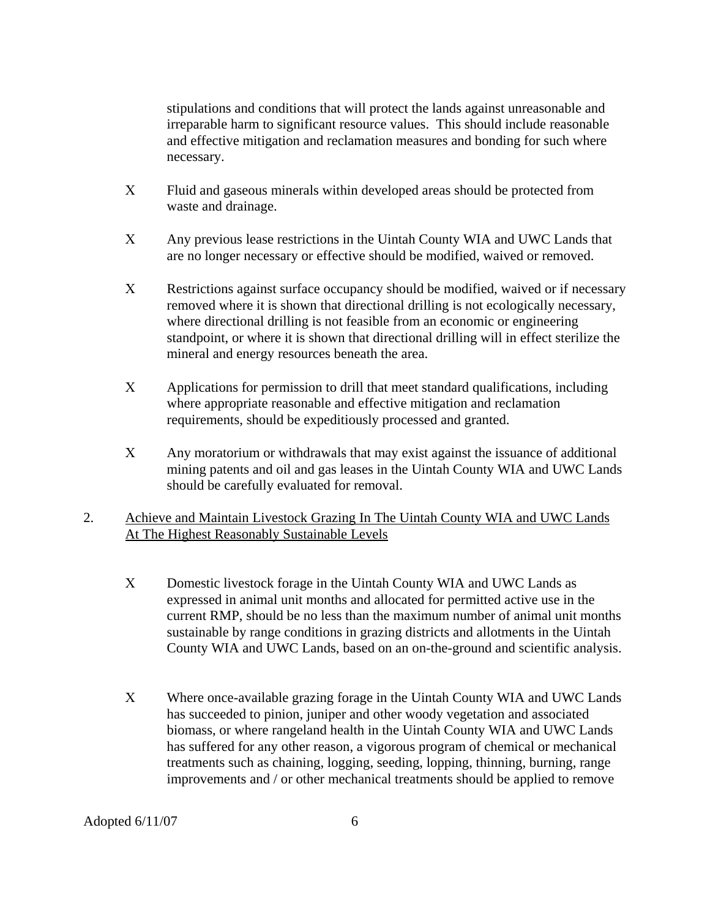stipulations and conditions that will protect the lands against unreasonable and irreparable harm to significant resource values. This should include reasonable and effective mitigation and reclamation measures and bonding for such where necessary.

- X Fluid and gaseous minerals within developed areas should be protected from waste and drainage.

- X Any previous lease restrictions in the Uintah County WIA and UWC Lands that are no longer necessary or effective should be modified, waived or removed.

- X Restrictions against surface occupancy should be modified, waived or if necessary removed where it is shown that directional drilling is not ecologically necessary, where directional drilling is not feasible from an economic or engineering standpoint, or where it is shown that directional drilling will in effect sterilize the mineral and energy resources beneath the area.

- X Applications for permission to drill that meet standard qualifications, including where appropriate reasonable and effective mitigation and reclamation requirements, should be expeditiously processed and granted.

- X Any moratorium or withdrawals that may exist against the issuance of additional mining patents and oil and gas leases in the Uintah County WIA and UWC Lands should be carefully evaluated for removal.

2. <u>Achieve and Maintain Livestock Grazing In The Uintah County WIA and UWC Lands At The Highest Reasonably Sustainable Levels</u>

- X Domestic livestock forage in the Uintah County WIA and UWC Lands as expressed in animal unit months and allocated for permitted active use in the current RMP, should be no less than the maximum number of animal unit months sustainable by range conditions in grazing districts and allotments in the Uintah County WIA and UWC Lands, based on an on-the-ground and scientific analysis.

- X Where once-available grazing forage in the Uintah County WIA and UWC Lands has succeeded to pinion, juniper and other woody vegetation and associated biomass, or where rangeland health in the Uintah County WIA and UWC Lands has suffered for any other reason, a vigorous program of chemical or mechanical treatments such as chaining, logging, seeding, lopping, thinning, burning, range improvements and / or other mechanical treatments should be applied to remove

Adopted 6/11/07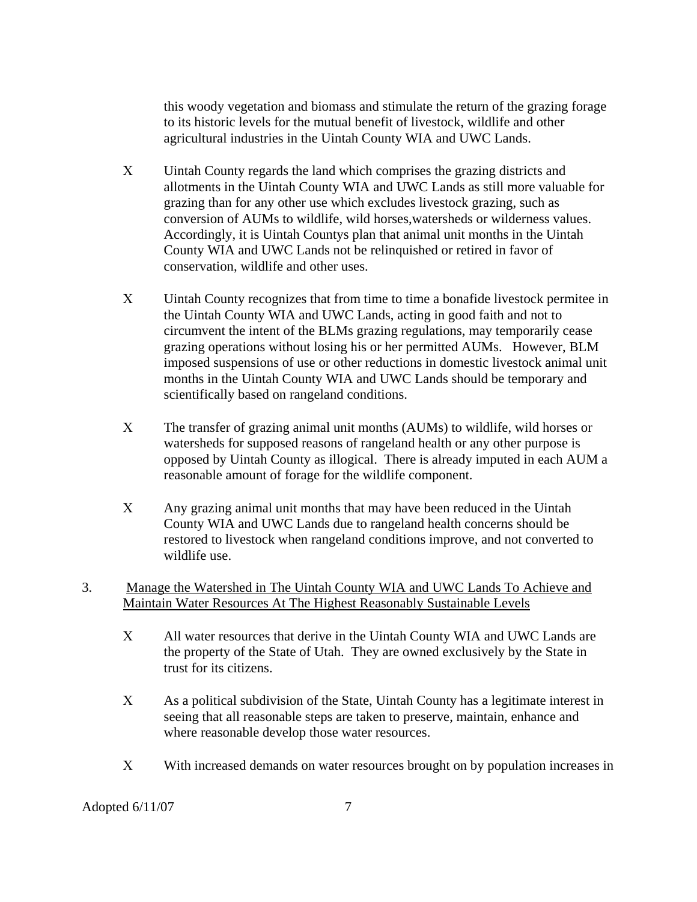this woody vegetation and biomass and stimulate the return of the grazing forage to its historic levels for the mutual benefit of livestock, wildlife and other agricultural industries in the Uintah County WIA and UWC Lands.

X Uintah County regards the land which comprises the grazing districts and allotments in the Uintah County WIA and UWC Lands as still more valuable for grazing than for any other use which excludes livestock grazing, such as conversion of AUMs to wildlife, wild horses,watersheds or wilderness values. Accordingly, it is Uintah Countys plan that animal unit months in the Uintah County WIA and UWC Lands not be relinquished or retired in favor of conservation, wildlife and other uses.

X Uintah County recognizes that from time to time a bonafide livestock permitee in the Uintah County WIA and UWC Lands, acting in good faith and not to circumvent the intent of the BLMs grazing regulations, may temporarily cease grazing operations without losing his or her permitted AUMs. However, BLM imposed suspensions of use or other reductions in domestic livestock animal unit months in the Uintah County WIA and UWC Lands should be temporary and scientifically based on rangeland conditions.

X The transfer of grazing animal unit months (AUMs) to wildlife, wild horses or watersheds for supposed reasons of rangeland health or any other purpose is opposed by Uintah County as illogical. There is already imputed in each AUM a reasonable amount of forage for the wildlife component.

X Any grazing animal unit months that may have been reduced in the Uintah County WIA and UWC Lands due to rangeland health concerns should be restored to livestock when rangeland conditions improve, and not converted to wildlife use.

3. <u>Manage the Watershed in The Uintah County WIA and UWC Lands To Achieve and Maintain Water Resources At The Highest Reasonably Sustainable Levels</u>

X All water resources that derive in the Uintah County WIA and UWC Lands are the property of the State of Utah. They are owned exclusively by the State in trust for its citizens.

X As a political subdivision of the State, Uintah County has a legitimate interest in seeing that all reasonable steps are taken to preserve, maintain, enhance and where reasonable develop those water resources.

X With increased demands on water resources brought on by population increases in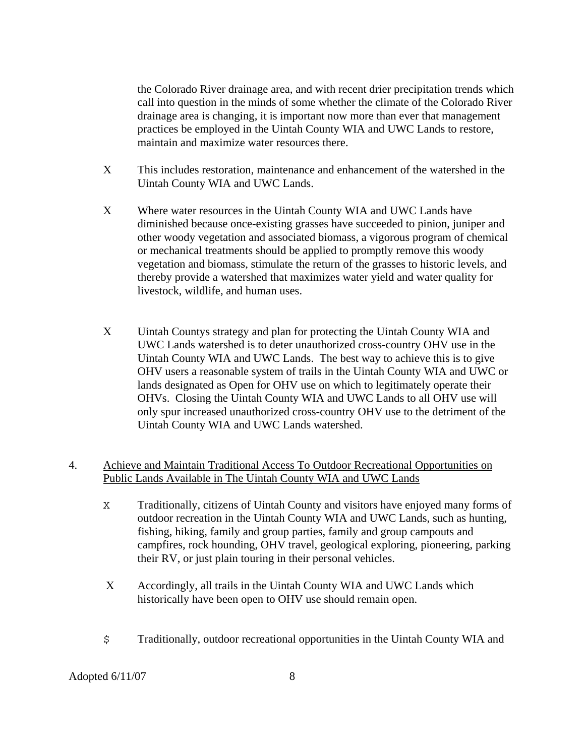the Colorado River drainage area, and with recent drier precipitation trends which call into question in the minds of some whether the climate of the Colorado River drainage area is changing, it is important now more than ever that management practices be employed in the Uintah County WIA and UWC Lands to restore, maintain and maximize water resources there.

- X This includes restoration, maintenance and enhancement of the watershed in the Uintah County WIA and UWC Lands.

- X Where water resources in the Uintah County WIA and UWC Lands have diminished because once-existing grasses have succeeded to pinion, juniper and other woody vegetation and associated biomass, a vigorous program of chemical or mechanical treatments should be applied to promptly remove this woody vegetation and biomass, stimulate the return of the grasses to historic levels, and thereby provide a watershed that maximizes water yield and water quality for livestock, wildlife, and human uses.

- X Uintah Countys strategy and plan for protecting the Uintah County WIA and UWC Lands watershed is to deter unauthorized cross-country OHV use in the Uintah County WIA and UWC Lands. The best way to achieve this is to give OHV users a reasonable system of trails in the Uintah County WIA and UWC or lands designated as Open for OHV use on which to legitimately operate their OHVs. Closing the Uintah County WIA and UWC Lands to all OHV use will only spur increased unauthorized cross-country OHV use to the detriment of the Uintah County WIA and UWC Lands watershed.

4. <u>Achieve and Maintain Traditional Access To Outdoor Recreational Opportunities on Public Lands Available in The Uintah County WIA and UWC Lands</u>

- X Traditionally, citizens of Uintah County and visitors have enjoyed many forms of outdoor recreation in the Uintah County WIA and UWC Lands, such as hunting, fishing, hiking, family and group parties, family and group campouts and campfires, rock hounding, OHV travel, geological exploring, pioneering, parking their RV, or just plain touring in their personal vehicles.

- X Accordingly, all trails in the Uintah County WIA and UWC Lands which historically have been open to OHV use should remain open.

- $ Traditionally, outdoor recreational opportunities in the Uintah County WIA and

Adopted 6/11/07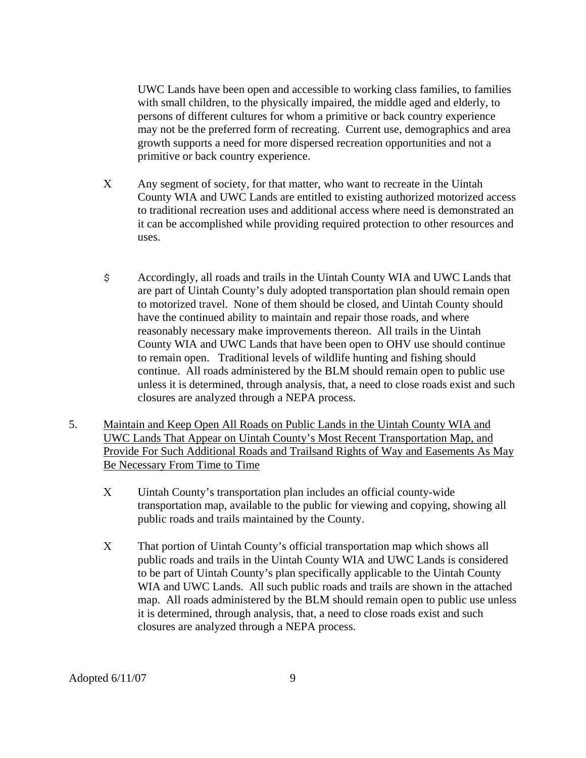UWC Lands have been open and accessible to working class families, to families with small children, to the physically impaired, the middle aged and elderly, to persons of different cultures for whom a primitive or back country experience may not be the preferred form of recreating. Current use, demographics and area growth supports a need for more dispersed recreation opportunities and not a primitive or back country experience.

- X Any segment of society, for that matter, who want to recreate in the Uintah County WIA and UWC Lands are entitled to existing authorized motorized access to traditional recreation uses and additional access where need is demonstrated an it can be accomplished while providing required protection to other resources and uses.

- $ Accordingly, all roads and trails in the Uintah County WIA and UWC Lands that are part of Uintah County's duly adopted transportation plan should remain open to motorized travel. None of them should be closed, and Uintah County should have the continued ability to maintain and repair those roads, and where reasonably necessary make improvements thereon. All trails in the Uintah County WIA and UWC Lands that have been open to OHV use should continue to remain open. Traditional levels of wildlife hunting and fishing should continue. All roads administered by the BLM should remain open to public use unless it is determined, through analysis, that, a need to close roads exist and such closures are analyzed through a NEPA process.

5. <u>Maintain and Keep Open All Roads on Public Lands in the Uintah County WIA and UWC Lands That Appear on Uintah County's Most Recent Transportation Map, and Provide For Such Additional Roads and Trailsand Rights of Way and Easements As May Be Necessary From Time to Time</u>

- X Uintah County's transportation plan includes an official county-wide transportation map, available to the public for viewing and copying, showing all public roads and trails maintained by the County.

- X That portion of Uintah County's official transportation map which shows all public roads and trails in the Uintah County WIA and UWC Lands is considered to be part of Uintah County's plan specifically applicable to the Uintah County WIA and UWC Lands. All such public roads and trails are shown in the attached map. All roads administered by the BLM should remain open to public use unless it is determined, through analysis, that, a need to close roads exist and such closures are analyzed through a NEPA process.

Adopted 6/11/07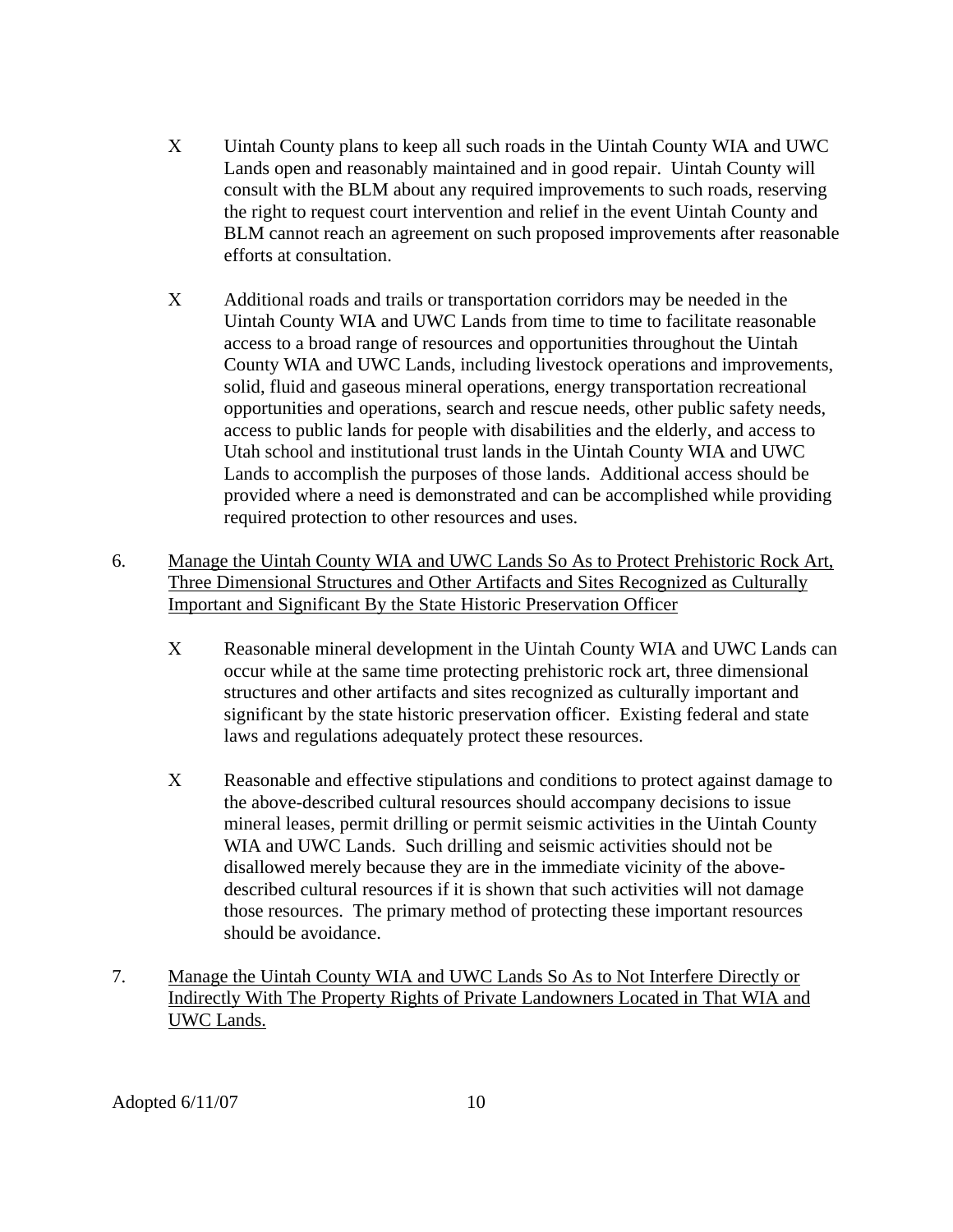- X Uintah County plans to keep all such roads in the Uintah County WIA and UWC Lands open and reasonably maintained and in good repair. Uintah County will consult with the BLM about any required improvements to such roads, reserving the right to request court intervention and relief in the event Uintah County and BLM cannot reach an agreement on such proposed improvements after reasonable efforts at consultation.

- X Additional roads and trails or transportation corridors may be needed in the Uintah County WIA and UWC Lands from time to time to facilitate reasonable access to a broad range of resources and opportunities throughout the Uintah County WIA and UWC Lands, including livestock operations and improvements, solid, fluid and gaseous mineral operations, energy transportation recreational opportunities and operations, search and rescue needs, other public safety needs, access to public lands for people with disabilities and the elderly, and access to Utah school and institutional trust lands in the Uintah County WIA and UWC Lands to accomplish the purposes of those lands. Additional access should be provided where a need is demonstrated and can be accomplished while providing required protection to other resources and uses.

6. <u>Manage the Uintah County WIA and UWC Lands So As to Protect Prehistoric Rock Art, Three Dimensional Structures and Other Artifacts and Sites Recognized as Culturally Important and Significant By the State Historic Preservation Officer</u>

   - X Reasonable mineral development in the Uintah County WIA and UWC Lands can occur while at the same time protecting prehistoric rock art, three dimensional structures and other artifacts and sites recognized as culturally important and significant by the state historic preservation officer. Existing federal and state laws and regulations adequately protect these resources.

   - X Reasonable and effective stipulations and conditions to protect against damage to the above-described cultural resources should accompany decisions to issue mineral leases, permit drilling or permit seismic activities in the Uintah County WIA and UWC Lands. Such drilling and seismic activities should not be disallowed merely because they are in the immediate vicinity of the above-described cultural resources if it is shown that such activities will not damage those resources. The primary method of protecting these important resources should be avoidance.

7. <u>Manage the Uintah County WIA and UWC Lands So As to Not Interfere Directly or Indirectly With The Property Rights of Private Landowners Located in That WIA and UWC Lands.</u>

Adopted 6/11/07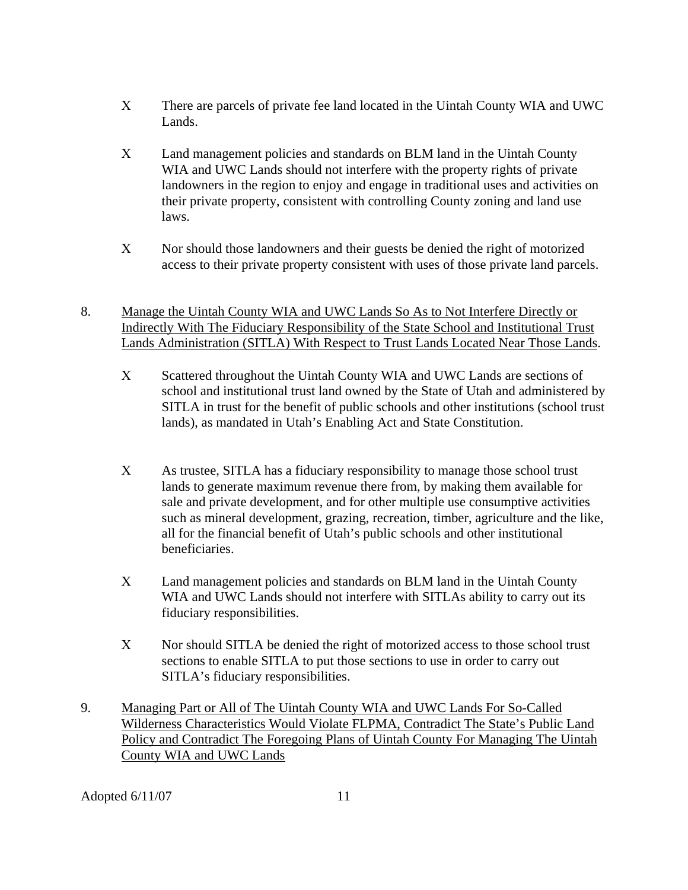- X There are parcels of private fee land located in the Uintah County WIA and UWC Lands.

- X Land management policies and standards on BLM land in the Uintah County WIA and UWC Lands should not interfere with the property rights of private landowners in the region to enjoy and engage in traditional uses and activities on their private property, consistent with controlling County zoning and land use laws.

- X Nor should those landowners and their guests be denied the right of motorized access to their private property consistent with uses of those private land parcels.

8. Manage the Uintah County WIA and UWC Lands So As to Not Interfere Directly or Indirectly With The Fiduciary Responsibility of the State School and Institutional Trust Lands Administration (SITLA) With Respect to Trust Lands Located Near Those Lands.

   - X Scattered throughout the Uintah County WIA and UWC Lands are sections of school and institutional trust land owned by the State of Utah and administered by SITLA in trust for the benefit of public schools and other institutions (school trust lands), as mandated in Utah's Enabling Act and State Constitution.

   - X As trustee, SITLA has a fiduciary responsibility to manage those school trust lands to generate maximum revenue there from, by making them available for sale and private development, and for other multiple use consumptive activities such as mineral development, grazing, recreation, timber, agriculture and the like, all for the financial benefit of Utah's public schools and other institutional beneficiaries.

   - X Land management policies and standards on BLM land in the Uintah County WIA and UWC Lands should not interfere with SITLAs ability to carry out its fiduciary responsibilities.

   - X Nor should SITLA be denied the right of motorized access to those school trust sections to enable SITLA to put those sections to use in order to carry out SITLA's fiduciary responsibilities.

9. Managing Part or All of The Uintah County WIA and UWC Lands For So-Called Wilderness Characteristics Would Violate FLPMA, Contradict The State's Public Land Policy and Contradict The Foregoing Plans of Uintah County For Managing The Uintah County WIA and UWC Lands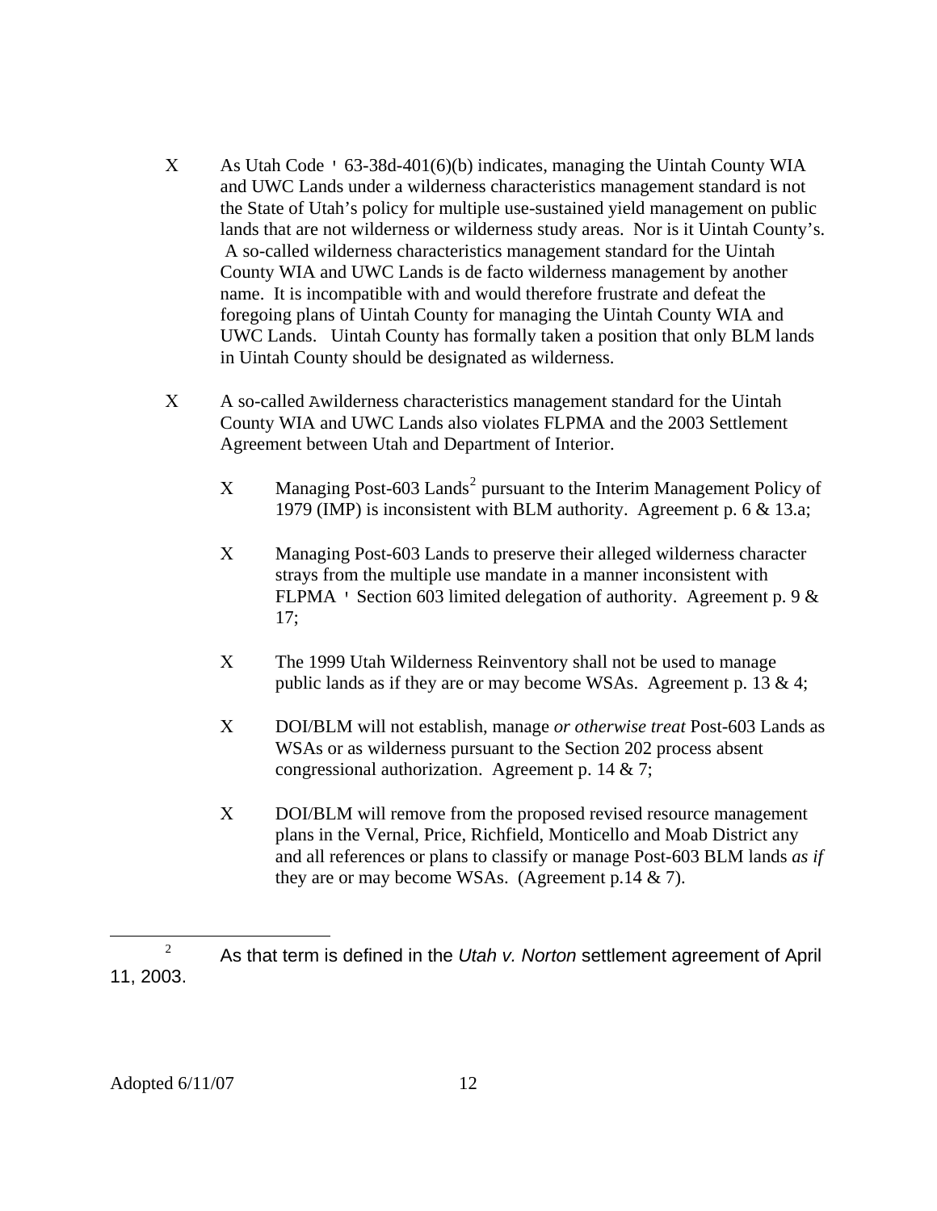- As Utah Code ' 63-38d-401(6)(b) indicates, managing the Uintah County WIA and UWC Lands under a wilderness characteristics management standard is not the State of Utah's policy for multiple use-sustained yield management on public lands that are not wilderness or wilderness study areas. Nor is it Uintah County's. A so-called wilderness characteristics management standard for the Uintah County WIA and UWC Lands is de facto wilderness management by another name. It is incompatible with and would therefore frustrate and defeat the foregoing plans of Uintah County for managing the Uintah County WIA and UWC Lands. Uintah County has formally taken a position that only BLM lands in Uintah County should be designated as wilderness.

- A so-called Awilderness characteristics management standard for the Uintah County WIA and UWC Lands also violates FLPMA and the 2003 Settlement Agreement between Utah and Department of Interior.

  - Managing Post-603 Lands[2] pursuant to the Interim Management Policy of 1979 (IMP) is inconsistent with BLM authority. Agreement p. 6 & 13.a;

  - Managing Post-603 Lands to preserve their alleged wilderness character strays from the multiple use mandate in a manner inconsistent with FLPMA ' Section 603 limited delegation of authority. Agreement p. 9 & 17;

  - The 1999 Utah Wilderness Reinventory shall not be used to manage public lands as if they are or may become WSAs. Agreement p. 13 & 4;

  - DOI/BLM will not establish, manage *or otherwise treat* Post-603 Lands as WSAs or as wilderness pursuant to the Section 202 process absent congressional authorization. Agreement p. 14 & 7;

  - DOI/BLM will remove from the proposed revised resource management plans in the Vernal, Price, Richfield, Monticello and Moab District any and all references or plans to classify or manage Post-603 BLM lands *as if* they are or may become WSAs. (Agreement p.14 & 7).

---

[2] As that term is defined in the *Utah v. Norton* settlement agreement of April 11, 2003.

Adopted 6/11/07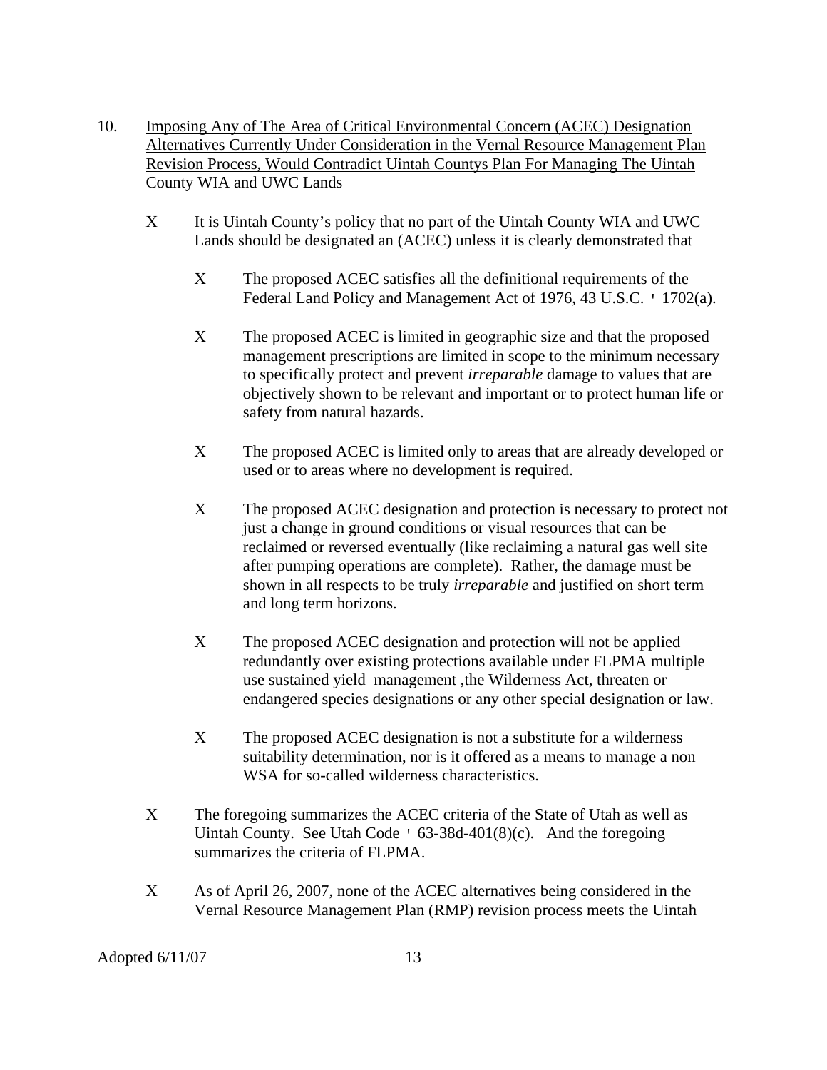10. <u>Imposing Any of The Area of Critical Environmental Concern (ACEC) Designation Alternatives Currently Under Consideration in the Vernal Resource Management Plan Revision Process, Would Contradict Uintah Countys Plan For Managing The Uintah County WIA and UWC Lands</u>

    - X It is Uintah County's policy that no part of the Uintah County WIA and UWC Lands should be designated an (ACEC) unless it is clearly demonstrated that

        - X The proposed ACEC satisfies all the definitional requirements of the Federal Land Policy and Management Act of 1976, 43 U.S.C. ' 1702(a).

        - X The proposed ACEC is limited in geographic size and that the proposed management prescriptions are limited in scope to the minimum necessary to specifically protect and prevent *irreparable* damage to values that are objectively shown to be relevant and important or to protect human life or safety from natural hazards.

        - X The proposed ACEC is limited only to areas that are already developed or used or to areas where no development is required.

        - X The proposed ACEC designation and protection is necessary to protect not just a change in ground conditions or visual resources that can be reclaimed or reversed eventually (like reclaiming a natural gas well site after pumping operations are complete). Rather, the damage must be shown in all respects to be truly *irreparable* and justified on short term and long term horizons.

        - X The proposed ACEC designation and protection will not be applied redundantly over existing protections available under FLPMA multiple use sustained yield management ,the Wilderness Act, threaten or endangered species designations or any other special designation or law.

        - X The proposed ACEC designation is not a substitute for a wilderness suitability determination, nor is it offered as a means to manage a non WSA for so-called wilderness characteristics.

    - X The foregoing summarizes the ACEC criteria of the State of Utah as well as Uintah County. See Utah Code ' 63-38d-401(8)(c). And the foregoing summarizes the criteria of FLPMA.

    - X As of April 26, 2007, none of the ACEC alternatives being considered in the Vernal Resource Management Plan (RMP) revision process meets the Uintah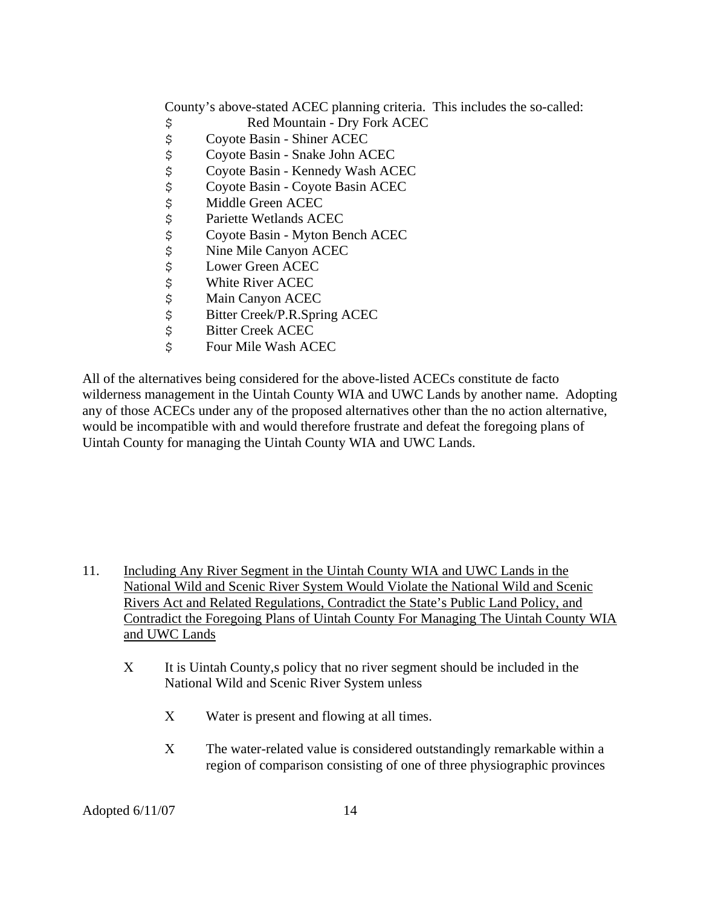County's above-stated ACEC planning criteria. This includes the so-called:

- Red Mountain - Dry Fork ACEC
- Coyote Basin - Shiner ACEC
- Coyote Basin - Snake John ACEC
- Coyote Basin - Kennedy Wash ACEC
- Coyote Basin - Coyote Basin ACEC
- Middle Green ACEC
- Pariette Wetlands ACEC
- Coyote Basin - Myton Bench ACEC
- Nine Mile Canyon ACEC
- Lower Green ACEC
- White River ACEC
- Main Canyon ACEC
- Bitter Creek/P.R.Spring ACEC
- Bitter Creek ACEC
- Four Mile Wash ACEC

All of the alternatives being considered for the above-listed ACECs constitute de facto wilderness management in the Uintah County WIA and UWC Lands by another name. Adopting any of those ACECs under any of the proposed alternatives other than the no action alternative, would be incompatible with and would therefore frustrate and defeat the foregoing plans of Uintah County for managing the Uintah County WIA and UWC Lands.

11. <u>Including Any River Segment in the Uintah County WIA and UWC Lands in the National Wild and Scenic River System Would Violate the National Wild and Scenic Rivers Act and Related Regulations, Contradict the State's Public Land Policy, and Contradict the Foregoing Plans of Uintah County For Managing The Uintah County WIA and UWC Lands</u>

    - It is Uintah County,s policy that no river segment should be included in the National Wild and Scenic River System unless

        - Water is present and flowing at all times.

        - The water-related value is considered outstandingly remarkable within a region of comparison consisting of one of three physiographic provinces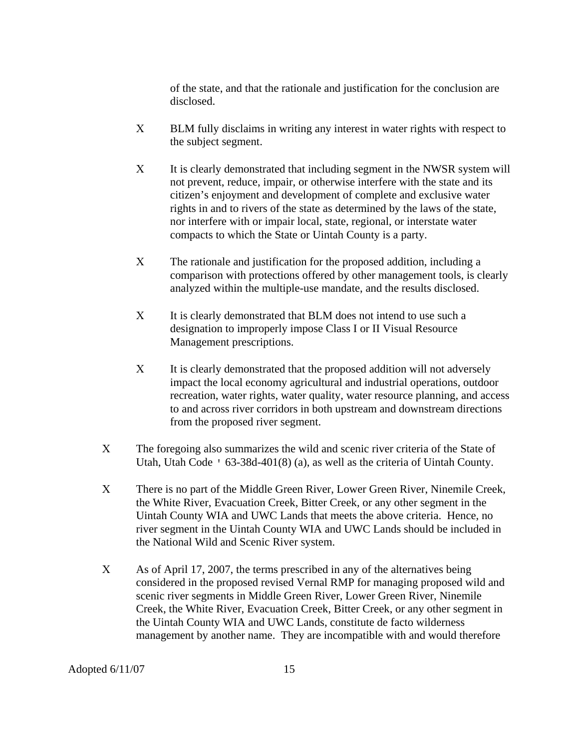of the state, and that the rationale and justification for the conclusion are disclosed.

- X BLM fully disclaims in writing any interest in water rights with respect to the subject segment.

- X It is clearly demonstrated that including segment in the NWSR system will not prevent, reduce, impair, or otherwise interfere with the state and its citizen's enjoyment and development of complete and exclusive water rights in and to rivers of the state as determined by the laws of the state, nor interfere with or impair local, state, regional, or interstate water compacts to which the State or Uintah County is a party.

- X The rationale and justification for the proposed addition, including a comparison with protections offered by other management tools, is clearly analyzed within the multiple-use mandate, and the results disclosed.

- X It is clearly demonstrated that BLM does not intend to use such a designation to improperly impose Class I or II Visual Resource Management prescriptions.

- X It is clearly demonstrated that the proposed addition will not adversely impact the local economy agricultural and industrial operations, outdoor recreation, water rights, water quality, water resource planning, and access to and across river corridors in both upstream and downstream directions from the proposed river segment.

X The foregoing also summarizes the wild and scenic river criteria of the State of Utah, Utah Code ' 63-38d-401(8) (a), as well as the criteria of Uintah County.

X There is no part of the Middle Green River, Lower Green River, Ninemile Creek, the White River, Evacuation Creek, Bitter Creek, or any other segment in the Uintah County WIA and UWC Lands that meets the above criteria. Hence, no river segment in the Uintah County WIA and UWC Lands should be included in the National Wild and Scenic River system.

X As of April 17, 2007, the terms prescribed in any of the alternatives being considered in the proposed revised Vernal RMP for managing proposed wild and scenic river segments in Middle Green River, Lower Green River, Ninemile Creek, the White River, Evacuation Creek, Bitter Creek, or any other segment in the Uintah County WIA and UWC Lands, constitute de facto wilderness management by another name. They are incompatible with and would therefore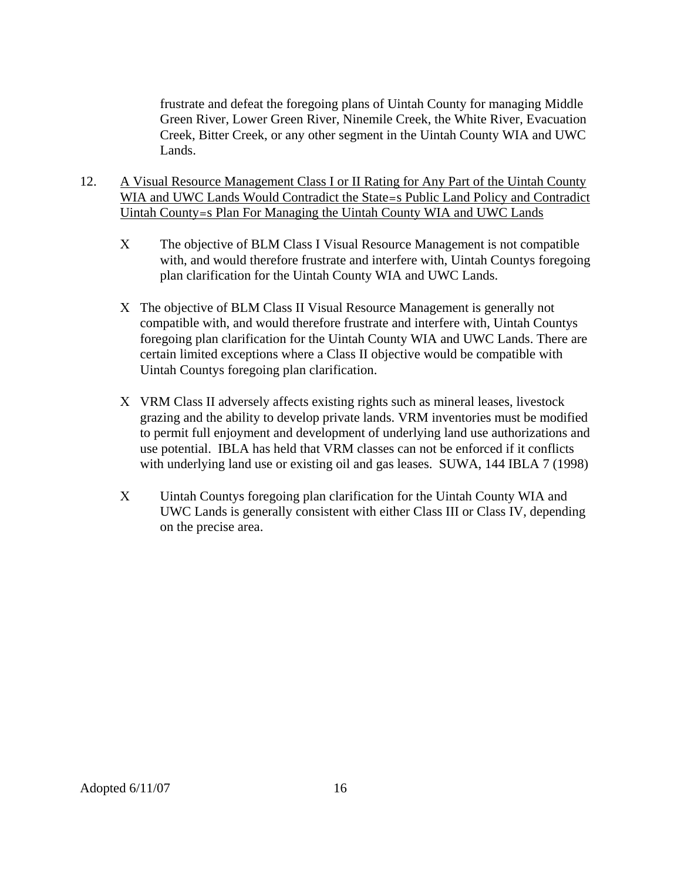frustrate and defeat the foregoing plans of Uintah County for managing Middle Green River, Lower Green River, Ninemile Creek, the White River, Evacuation Creek, Bitter Creek, or any other segment in the Uintah County WIA and UWC Lands.

12. <u>A Visual Resource Management Class I or II Rating for Any Part of the Uintah County WIA and UWC Lands Would Contradict the State=s Public Land Policy and Contradict Uintah County=s Plan For Managing the Uintah County WIA and UWC Lands</u>

- X The objective of BLM Class I Visual Resource Management is not compatible with, and would therefore frustrate and interfere with, Uintah Countys foregoing plan clarification for the Uintah County WIA and UWC Lands.

- X The objective of BLM Class II Visual Resource Management is generally not compatible with, and would therefore frustrate and interfere with, Uintah Countys foregoing plan clarification for the Uintah County WIA and UWC Lands. There are certain limited exceptions where a Class II objective would be compatible with Uintah Countys foregoing plan clarification.

- X VRM Class II adversely affects existing rights such as mineral leases, livestock grazing and the ability to develop private lands. VRM inventories must be modified to permit full enjoyment and development of underlying land use authorizations and use potential. IBLA has held that VRM classes can not be enforced if it conflicts with underlying land use or existing oil and gas leases. SUWA, 144 IBLA 7 (1998)

- X Uintah Countys foregoing plan clarification for the Uintah County WIA and UWC Lands is generally consistent with either Class III or Class IV, depending on the precise area.

Adopted 6/11/07